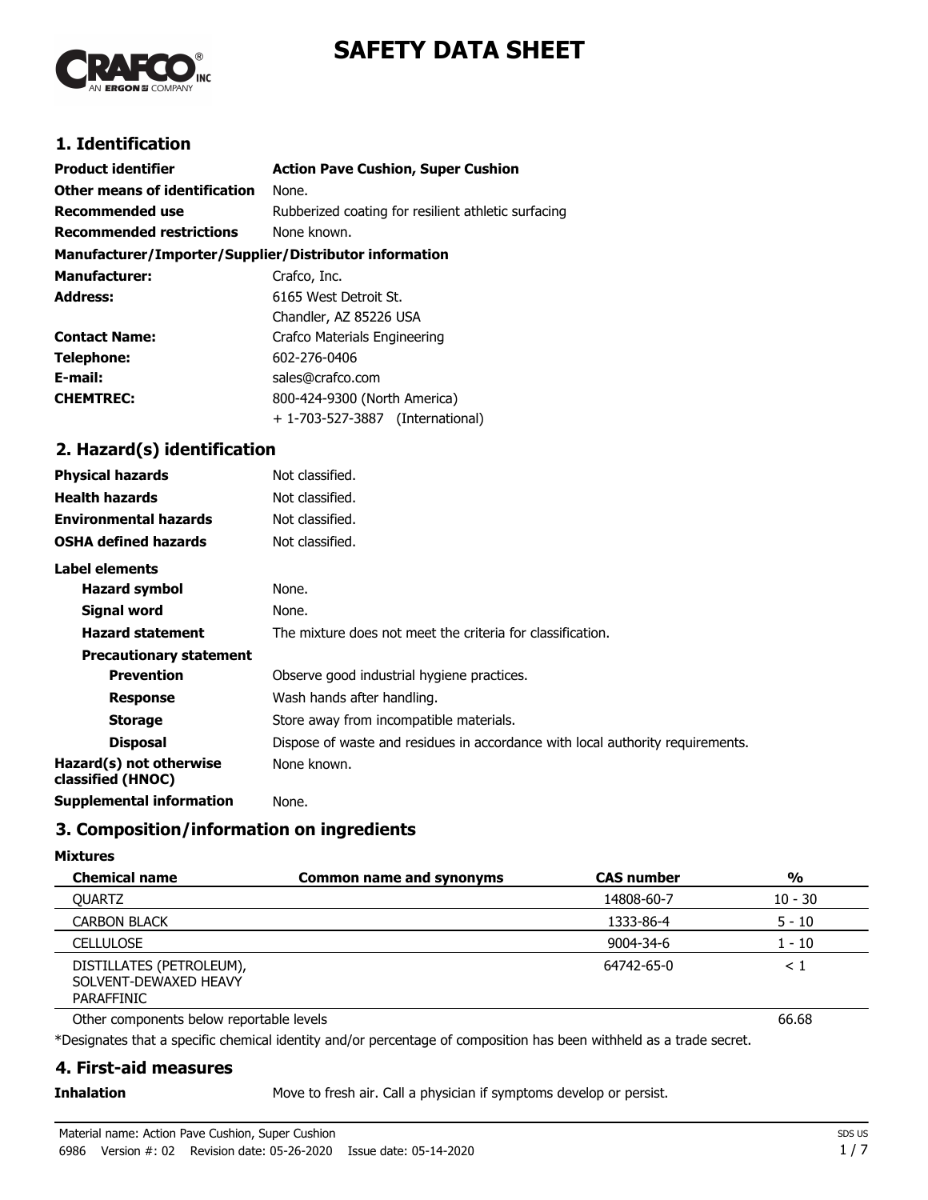# SAFETY DATA SHEET

## 1. Identification

**Product identifier** **Action Pave Cushion, Super Cushion**

**Other means of identification** None.

**Recommended use** Rubberized coating for resilient athletic surfacing

**Recommended restrictions** None known.

**Manufacturer/Importer/Supplier/Distributor information**

**Manufacturer:** Crafco, Inc.

**Address:** 6165 West Detroit St.
Chandler, AZ 85226 USA

**Contact Name:** Crafco Materials Engineering

**Telephone:** 602-276-0406

**E-mail:** sales@crafco.com

**CHEMTREC:** 800-424-9300 (North America)
+ 1-703-527-3887 (International)

## 2. Hazard(s) identification

**Physical hazards** Not classified.

**Health hazards** Not classified.

**Environmental hazards** Not classified.

**OSHA defined hazards** Not classified.

**Label elements**

**Hazard symbol** None.

**Signal word** None.

**Hazard statement** The mixture does not meet the criteria for classification.

**Precautionary statement**

**Prevention** Observe good industrial hygiene practices.

**Response** Wash hands after handling.

**Storage** Store away from incompatible materials.

**Disposal** Dispose of waste and residues in accordance with local authority requirements.

**Hazard(s) not otherwise classified (HNOC)** None known.

**Supplemental information** None.

## 3. Composition/information on ingredients

**Mixtures**

| Chemical name | Common name and synonyms | CAS number | % |
|---|---|---|---|
| QUARTZ | | 14808-60-7 | 10 - 30 |
| CARBON BLACK | | 1333-86-4 | 5 - 10 |
| CELLULOSE | | 9004-34-6 | 1 - 10 |
| DISTILLATES (PETROLEUM), SOLVENT-DEWAXED HEAVY PARAFFINIC | | 64742-65-0 | < 1 |
| Other components below reportable levels | | | 66.68 |

*Designates that a specific chemical identity and/or percentage of composition has been withheld as a trade secret.

## 4. First-aid measures

**Inhalation** Move to fresh air. Call a physician if symptoms develop or persist.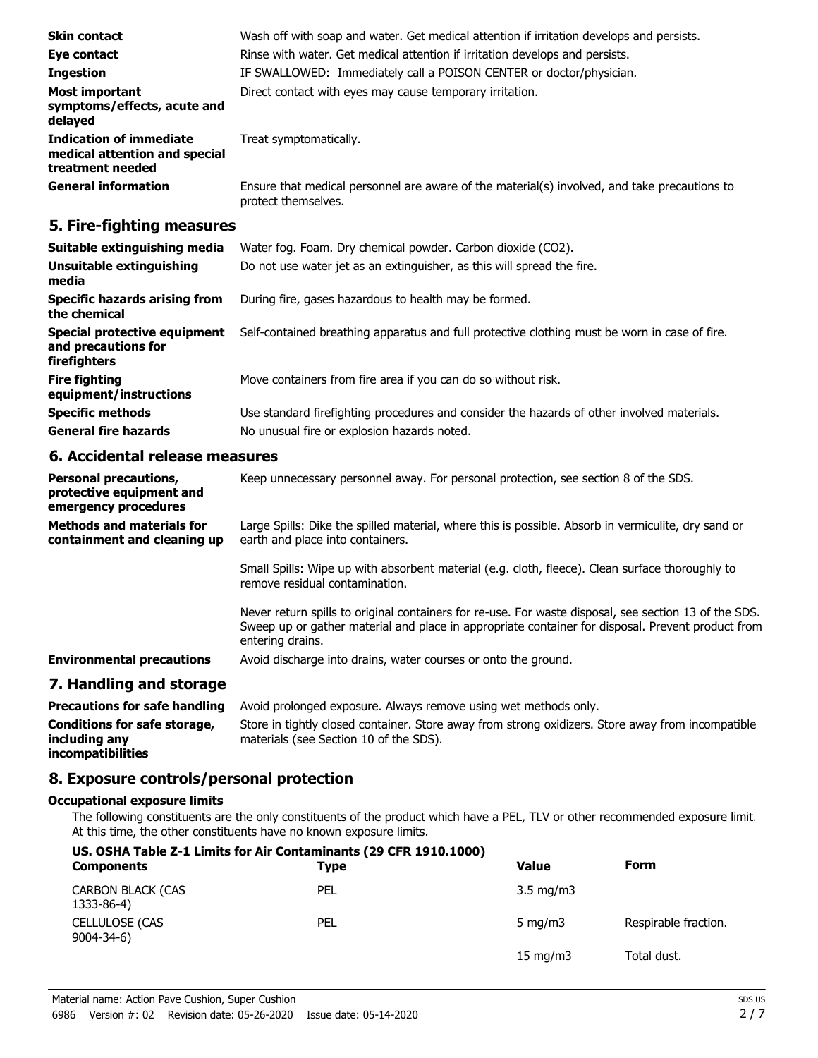| | |
|---|---|
| **Skin contact** | Wash off with soap and water. Get medical attention if irritation develops and persists. |
| **Eye contact** | Rinse with water. Get medical attention if irritation develops and persists. |
| **Ingestion** | IF SWALLOWED: Immediately call a POISON CENTER or doctor/physician. |
| **Most important symptoms/effects, acute and delayed** | Direct contact with eyes may cause temporary irritation. |
| **Indication of immediate medical attention and special treatment needed** | Treat symptomatically. |
| **General information** | Ensure that medical personnel are aware of the material(s) involved, and take precautions to protect themselves. |

## 5. Fire-fighting measures

| | |
|---|---|
| **Suitable extinguishing media** | Water fog. Foam. Dry chemical powder. Carbon dioxide ($CO_2$). |
| **Unsuitable extinguishing media** | Do not use water jet as an extinguisher, as this will spread the fire. |
| **Specific hazards arising from the chemical** | During fire, gases hazardous to health may be formed. |
| **Special protective equipment and precautions for firefighters** | Self-contained breathing apparatus and full protective clothing must be worn in case of fire. |
| **Fire fighting equipment/instructions** | Move containers from fire area if you can do so without risk. |
| **Specific methods** | Use standard firefighting procedures and consider the hazards of other involved materials. |
| **General fire hazards** | No unusual fire or explosion hazards noted. |

## 6. Accidental release measures

| | |
|---|---|
| **Personal precautions, protective equipment and emergency procedures** | Keep unnecessary personnel away. For personal protection, see section 8 of the SDS. |
| **Methods and materials for containment and cleaning up** | Large Spills: Dike the spilled material, where this is possible. Absorb in vermiculite, dry sand or earth and place into containers.<br><br>Small Spills: Wipe up with absorbent material (e.g. cloth, fleece). Clean surface thoroughly to remove residual contamination.<br><br>Never return spills to original containers for re-use. For waste disposal, see section 13 of the SDS. Sweep up or gather material and place in appropriate container for disposal. Prevent product from entering drains. |
| **Environmental precautions** | Avoid discharge into drains, water courses or onto the ground. |

## 7. Handling and storage

| | |
|---|---|
| **Precautions for safe handling** | Avoid prolonged exposure. Always remove using wet methods only. |
| **Conditions for safe storage, including any incompatibilities** | Store in tightly closed container. Store away from strong oxidizers. Store away from incompatible materials (see Section 10 of the SDS). |

## 8. Exposure controls/personal protection

**Occupational exposure limits**

The following constituents are the only constituents of the product which have a PEL, TLV or other recommended exposure limit. At this time, the other constituents have no known exposure limits.

**US. OSHA Table Z-1 Limits for Air Contaminants (29 CFR 1910.1000)**

| Components | Type | Value | Form |
|---|---|---|---|
| CARBON BLACK (CAS 1333-86-4) | PEL | 3.5 mg/m3 | |
| CELLULOSE (CAS 9004-34-6) | PEL | 5 mg/m3 | Respirable fraction. |
| | | 15 mg/m3 | Total dust. |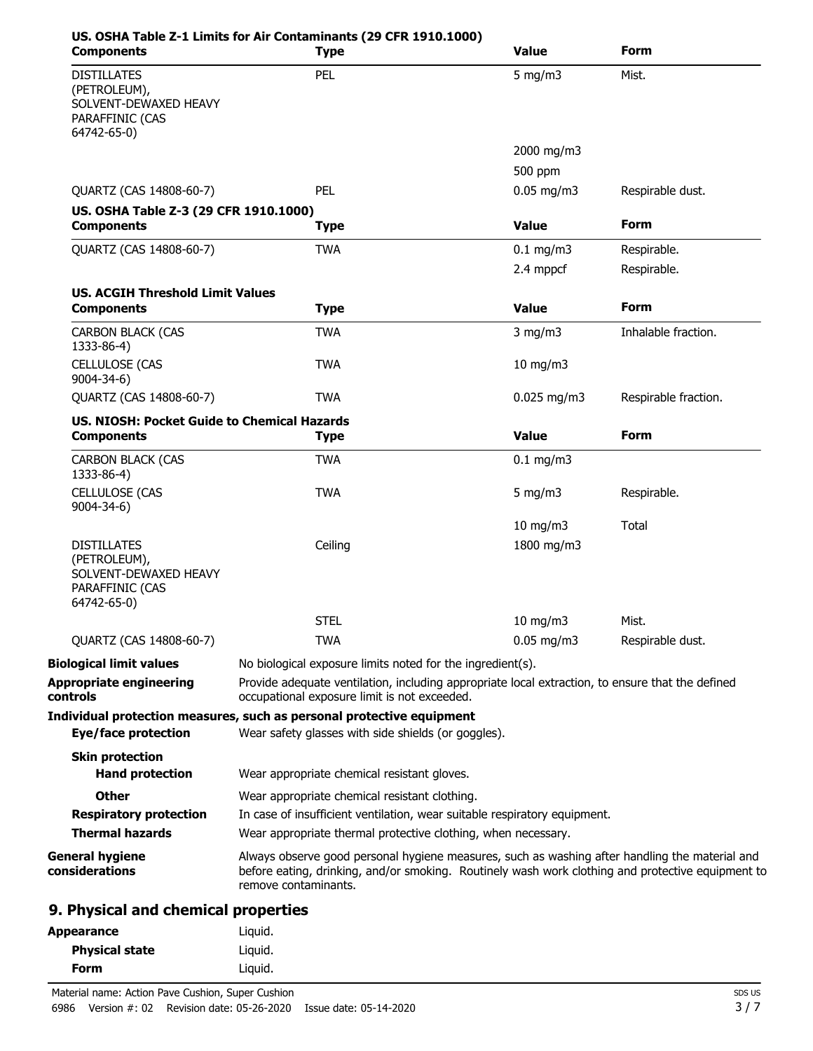**US. OSHA Table Z-1 Limits for Air Contaminants (29 CFR 1910.1000)**

| Components | Type | Value | Form |
|---|---|---|---|
| DISTILLATES (PETROLEUM), SOLVENT-DEWAXED HEAVY PARAFFINIC (CAS 64742-65-0) | PEL | 5 mg/m3 | Mist. |
| | | 2000 mg/m3 | |
| | | 500 ppm | |
| QUARTZ (CAS 14808-60-7) | PEL | 0.05 mg/m3 | Respirable dust. |

**US. OSHA Table Z-3 (29 CFR 1910.1000)**

| Components | Type | Value | Form |
|---|---|---|---|
| QUARTZ (CAS 14808-60-7) | TWA | 0.1 mg/m3 | Respirable. |
| | | 2.4 mppcf | Respirable. |

**US. ACGIH Threshold Limit Values**

| Components | Type | Value | Form |
|---|---|---|---|
| CARBON BLACK (CAS 1333-86-4) | TWA | 3 mg/m3 | Inhalable fraction. |
| CELLULOSE (CAS 9004-34-6) | TWA | 10 mg/m3 | |
| QUARTZ (CAS 14808-60-7) | TWA | 0.025 mg/m3 | Respirable fraction. |

**US. NIOSH: Pocket Guide to Chemical Hazards**

| Components | Type | Value | Form |
|---|---|---|---|
| CARBON BLACK (CAS 1333-86-4) | TWA | 0.1 mg/m3 | |
| CELLULOSE (CAS 9004-34-6) | TWA | 5 mg/m3 | Respirable. |
| | | 10 mg/m3 | Total |
| DISTILLATES (PETROLEUM), SOLVENT-DEWAXED HEAVY PARAFFINIC (CAS 64742-65-0) | Ceiling | 1800 mg/m3 | |
| | STEL | 10 mg/m3 | Mist. |
| QUARTZ (CAS 14808-60-7) | TWA | 0.05 mg/m3 | Respirable dust. |

**Biological limit values** No biological exposure limits noted for the ingredient(s).

**Appropriate engineering controls** Provide adequate ventilation, including appropriate local extraction, to ensure that the defined occupational exposure limit is not exceeded.

**Individual protection measures, such as personal protective equipment**

**Eye/face protection** Wear safety glasses with side shields (or goggles).

**Skin protection**

**Hand protection** Wear appropriate chemical resistant gloves.

**Other** Wear appropriate chemical resistant clothing.

**Respiratory protection** In case of insufficient ventilation, wear suitable respiratory equipment.

**Thermal hazards** Wear appropriate thermal protective clothing, when necessary.

**General hygiene considerations** Always observe good personal hygiene measures, such as washing after handling the material and before eating, drinking, and/or smoking. Routinely wash work clothing and protective equipment to remove contaminants.

## 9. Physical and chemical properties

**Appearance** Liquid.

**Physical state** Liquid.

**Form** Liquid.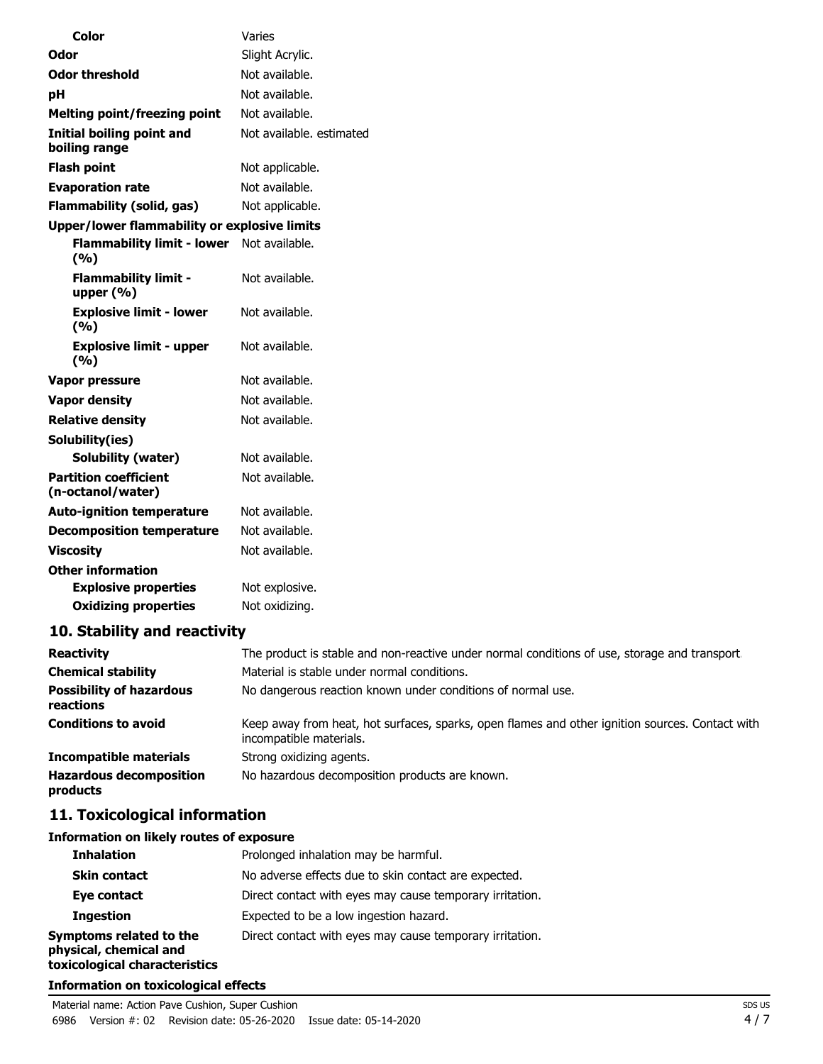| | |
|---|---|
| **Color** | Varies |
| **Odor** | Slight Acrylic. |
| **Odor threshold** | Not available. |
| **pH** | Not available. |
| **Melting point/freezing point** | Not available. |
| **Initial boiling point and boiling range** | Not available. estimated |
| **Flash point** | Not applicable. |
| **Evaporation rate** | Not available. |
| **Flammability (solid, gas)** | Not applicable. |
| **Upper/lower flammability or explosive limits** | |
| **Flammability limit - lower (%)** | Not available. |
| **Flammability limit - upper (%)** | Not available. |
| **Explosive limit - lower (%)** | Not available. |
| **Explosive limit - upper (%)** | Not available. |
| **Vapor pressure** | Not available. |
| **Vapor density** | Not available. |
| **Relative density** | Not available. |
| **Solubility(ies)** | |
| **Solubility (water)** | Not available. |
| **Partition coefficient (n-octanol/water)** | Not available. |
| **Auto-ignition temperature** | Not available. |
| **Decomposition temperature** | Not available. |
| **Viscosity** | Not available. |
| **Other information** | |
| **Explosive properties** | Not explosive. |
| **Oxidizing properties** | Not oxidizing. |

## 10. Stability and reactivity

| | |
|---|---|
| **Reactivity** | The product is stable and non-reactive under normal conditions of use, storage and transport. |
| **Chemical stability** | Material is stable under normal conditions. |
| **Possibility of hazardous reactions** | No dangerous reaction known under conditions of normal use. |
| **Conditions to avoid** | Keep away from heat, hot surfaces, sparks, open flames and other ignition sources. Contact with incompatible materials. |
| **Incompatible materials** | Strong oxidizing agents. |
| **Hazardous decomposition products** | No hazardous decomposition products are known. |

## 11. Toxicological information

**Information on likely routes of exposure**

| | |
|---|---|
| **Inhalation** | Prolonged inhalation may be harmful. |
| **Skin contact** | No adverse effects due to skin contact are expected. |
| **Eye contact** | Direct contact with eyes may cause temporary irritation. |
| **Ingestion** | Expected to be a low ingestion hazard. |
| **Symptoms related to the physical, chemical and toxicological characteristics** | Direct contact with eyes may cause temporary irritation. |

**Information on toxicological effects**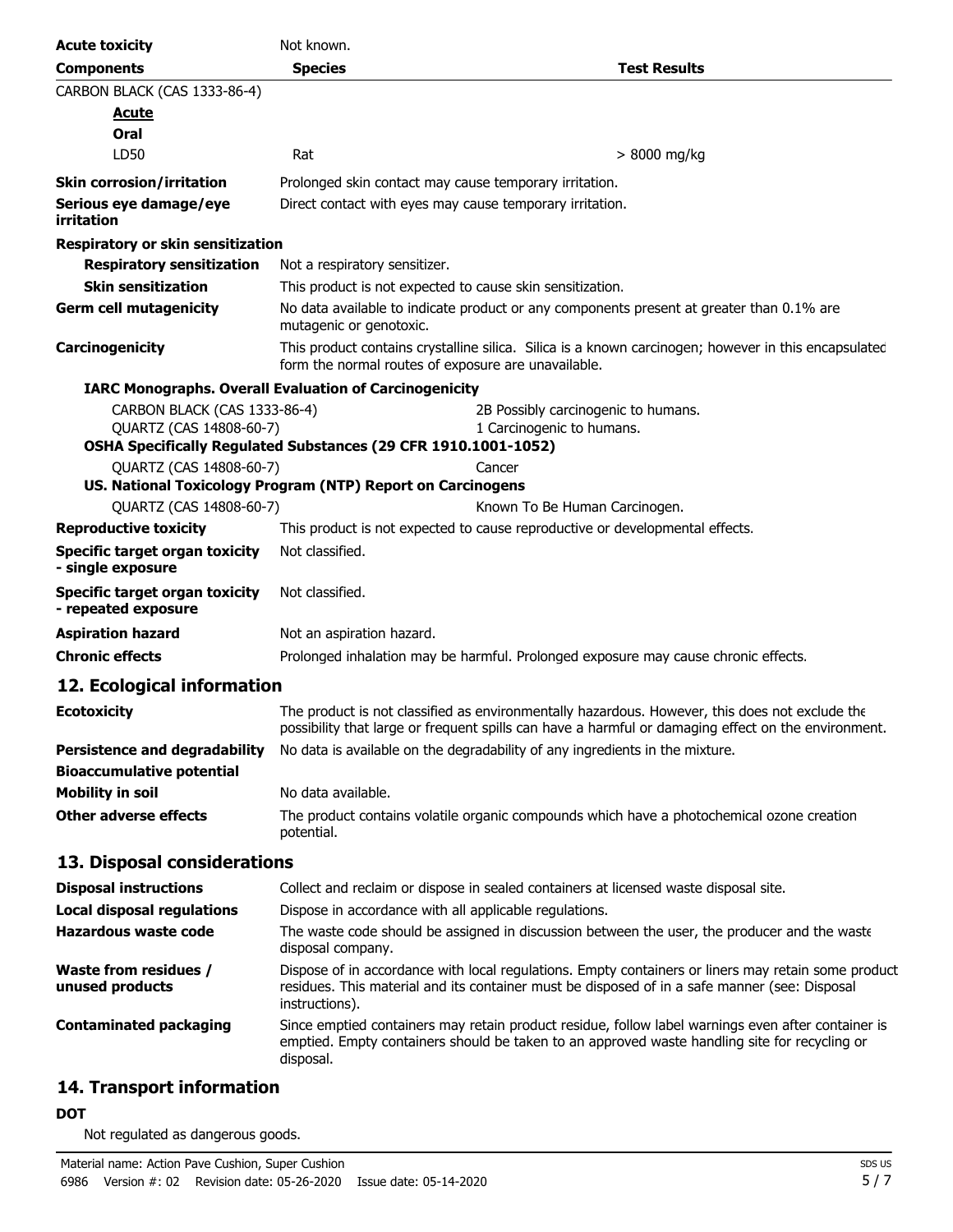| | | |
|---|---|---|
| **Acute toxicity** | Not known. | |
| **Components** | **Species** | **Test Results** |
| CARBON BLACK (CAS 1333-86-4) | | |
| **Acute** | | |
| **Oral** | | |
| LD50 | Rat | > 8000 mg/kg |

**Skin corrosion/irritation**: Prolonged skin contact may cause temporary irritation.

**Serious eye damage/eye irritation**: Direct contact with eyes may cause temporary irritation.

**Respiratory or skin sensitization**

**Respiratory sensitization**: Not a respiratory sensitizer.

**Skin sensitization**: This product is not expected to cause skin sensitization.

**Germ cell mutagenicity**: No data available to indicate product or any components present at greater than 0.1% are mutagenic or genotoxic.

**Carcinogenicity**: This product contains crystalline silica. Silica is a known carcinogen; however in this encapsulated form the normal routes of exposure are unavailable.

**IARC Monographs. Overall Evaluation of Carcinogenicity**

| | |
|---|---|
| CARBON BLACK (CAS 1333-86-4) | 2B Possibly carcinogenic to humans. |
| QUARTZ (CAS 14808-60-7) | 1 Carcinogenic to humans. |

**OSHA Specifically Regulated Substances (29 CFR 1910.1001-1052)**

| | |
|---|---|
| QUARTZ (CAS 14808-60-7) | Cancer |

**US. National Toxicology Program (NTP) Report on Carcinogens**

| | |
|---|---|
| QUARTZ (CAS 14808-60-7) | Known To Be Human Carcinogen. |

**Reproductive toxicity**: This product is not expected to cause reproductive or developmental effects.

**Specific target organ toxicity - single exposure**: Not classified.

**Specific target organ toxicity - repeated exposure**: Not classified.

**Aspiration hazard**: Not an aspiration hazard.

**Chronic effects**: Prolonged inhalation may be harmful. Prolonged exposure may cause chronic effects.

## 12. Ecological information

**Ecotoxicity**: The product is not classified as environmentally hazardous. However, this does not exclude the possibility that large or frequent spills can have a harmful or damaging effect on the environment.

**Persistence and degradability**: No data is available on the degradability of any ingredients in the mixture.

**Bioaccumulative potential**

**Mobility in soil**: No data available.

**Other adverse effects**: The product contains volatile organic compounds which have a photochemical ozone creation potential.

## 13. Disposal considerations

**Disposal instructions**: Collect and reclaim or dispose in sealed containers at licensed waste disposal site.

**Local disposal regulations**: Dispose in accordance with all applicable regulations.

**Hazardous waste code**: The waste code should be assigned in discussion between the user, the producer and the waste disposal company.

**Waste from residues / unused products**: Dispose of in accordance with local regulations. Empty containers or liners may retain some product residues. This material and its container must be disposed of in a safe manner (see: Disposal instructions).

**Contaminated packaging**: Since emptied containers may retain product residue, follow label warnings even after container is emptied. Empty containers should be taken to an approved waste handling site for recycling or disposal.

## 14. Transport information

**DOT**

Not regulated as dangerous goods.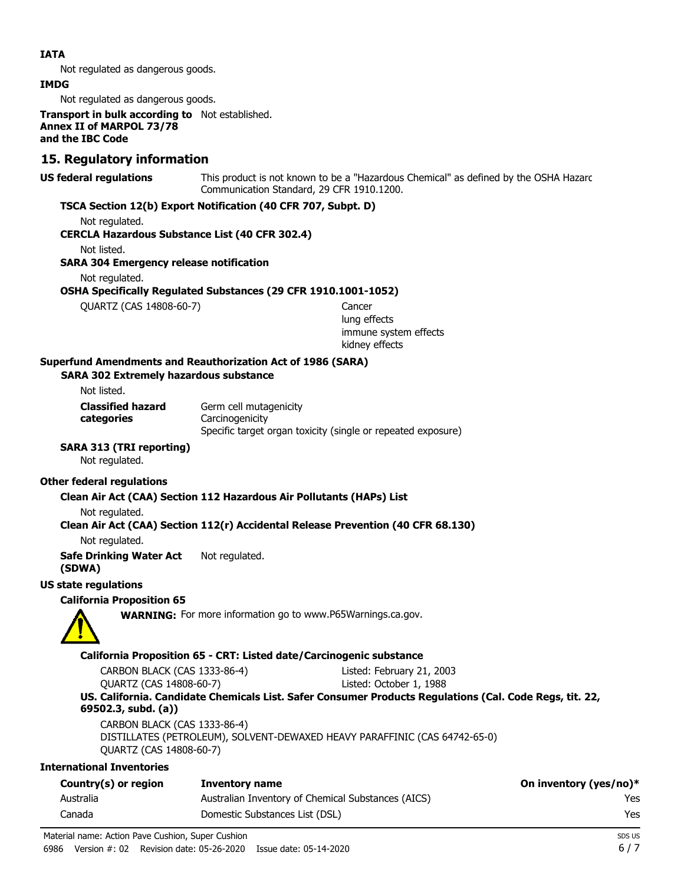**IATA**

Not regulated as dangerous goods.

**IMDG**

Not regulated as dangerous goods.

**Transport in bulk according to Annex II of MARPOL 73/78 and the IBC Code** Not established.

## 15. Regulatory information

**US federal regulations** This product is not known to be a "Hazardous Chemical" as defined by the OSHA Hazard Communication Standard, 29 CFR 1910.1200.

**TSCA Section 12(b) Export Notification (40 CFR 707, Subpt. D)**

Not regulated.

**CERCLA Hazardous Substance List (40 CFR 302.4)**

Not listed.

**SARA 304 Emergency release notification**

Not regulated.

**OSHA Specifically Regulated Substances (29 CFR 1910.1001-1052)**

QUARTZ (CAS 14808-60-7) Cancer
lung effects
immune system effects
kidney effects

**Superfund Amendments and Reauthorization Act of 1986 (SARA)**

**SARA 302 Extremely hazardous substance**

Not listed.

**Classified hazard categories** Germ cell mutagenicity
Carcinogenicity
Specific target organ toxicity (single or repeated exposure)

**SARA 313 (TRI reporting)**

Not regulated.

**Other federal regulations**

**Clean Air Act (CAA) Section 112 Hazardous Air Pollutants (HAPs) List**

Not regulated.

**Clean Air Act (CAA) Section 112(r) Accidental Release Prevention (40 CFR 68.130)**

Not regulated.

**Safe Drinking Water Act (SDWA)** Not regulated.

**US state regulations**

**California Proposition 65**

**WARNING:** For more information go to www.P65Warnings.ca.gov.

**California Proposition 65 - CRT: Listed date/Carcinogenic substance**

CARBON BLACK (CAS 1333-86-4) Listed: February 21, 2003
QUARTZ (CAS 14808-60-7) Listed: October 1, 1988

**US. California. Candidate Chemicals List. Safer Consumer Products Regulations (Cal. Code Regs, tit. 22, 69502.3, subd. (a))**

CARBON BLACK (CAS 1333-86-4)
DISTILLATES (PETROLEUM), SOLVENT-DEWAXED HEAVY PARAFFINIC (CAS 64742-65-0)
QUARTZ (CAS 14808-60-7)

**International Inventories**

| Country(s) or region | Inventory name | On inventory (yes/no)* |
|---|---|---|
| Australia | Australian Inventory of Chemical Substances (AICS) | Yes |
| Canada | Domestic Substances List (DSL) | Yes |

Material name: Action Pave Cushion, Super Cushion
6986 Version #: 02 Revision date: 05-26-2020 Issue date: 05-14-2020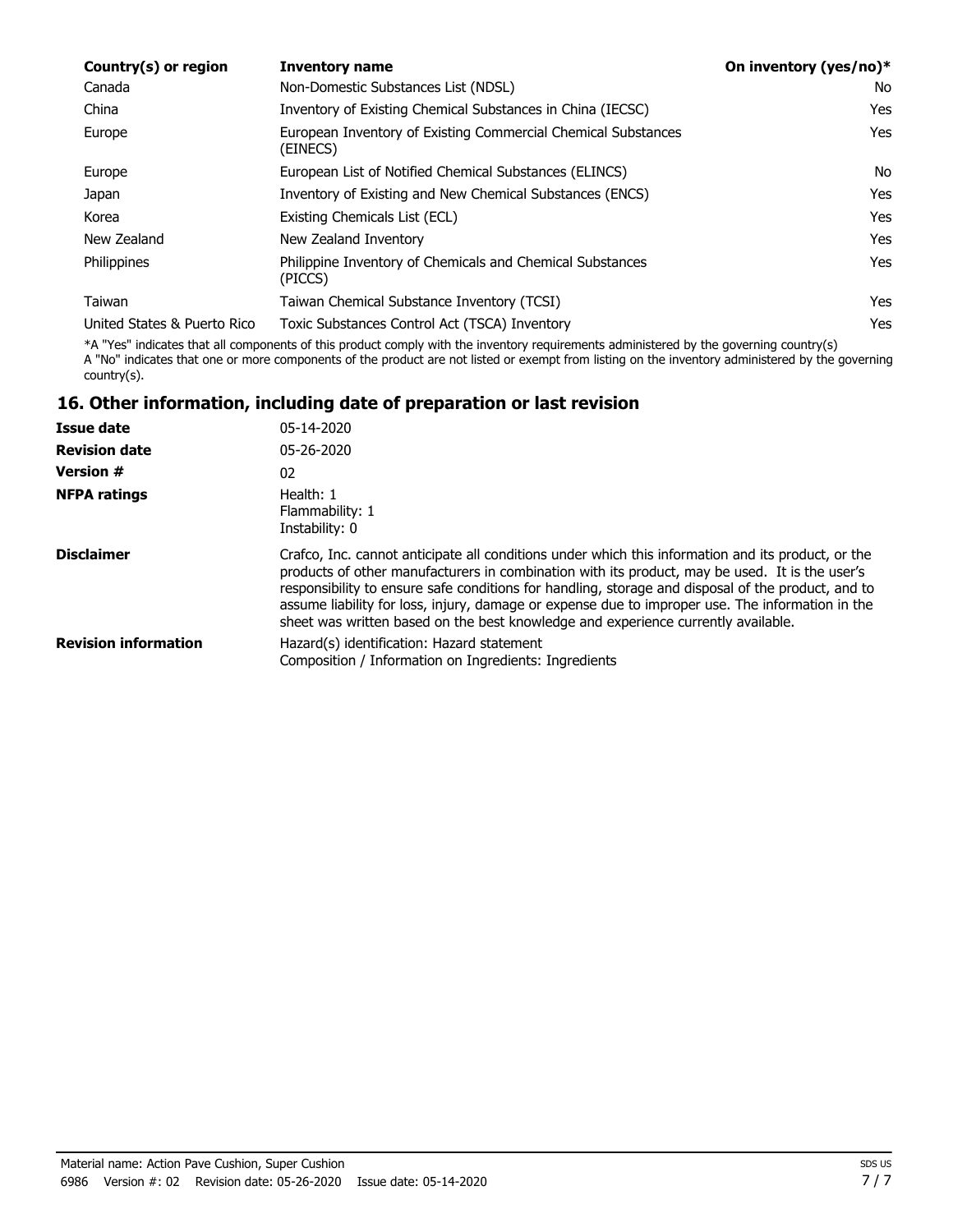| Country(s) or region | Inventory name | On inventory (yes/no)* |
|---|---|---|
| Canada | Non-Domestic Substances List (NDSL) | No |
| China | Inventory of Existing Chemical Substances in China (IECSC) | Yes |
| Europe | European Inventory of Existing Commercial Chemical Substances (EINECS) | Yes |
| Europe | European List of Notified Chemical Substances (ELINCS) | No |
| Japan | Inventory of Existing and New Chemical Substances (ENCS) | Yes |
| Korea | Existing Chemicals List (ECL) | Yes |
| New Zealand | New Zealand Inventory | Yes |
| Philippines | Philippine Inventory of Chemicals and Chemical Substances (PICCS) | Yes |
| Taiwan | Taiwan Chemical Substance Inventory (TCSI) | Yes |
| United States & Puerto Rico | Toxic Substances Control Act (TSCA) Inventory | Yes |

*A "Yes" indicates that all components of this product comply with the inventory requirements administered by the governing country(s)
A "No" indicates that one or more components of the product are not listed or exempt from listing on the inventory administered by the governing country(s).

## 16. Other information, including date of preparation or last revision

**Issue date** 05-14-2020

**Revision date** 05-26-2020

**Version #** 02

**NFPA ratings**
Health: 1
Flammability: 1
Instability: 0

**Disclaimer** Crafco, Inc. cannot anticipate all conditions under which this information and its product, or the products of other manufacturers in combination with its product, may be used. It is the user's responsibility to ensure safe conditions for handling, storage and disposal of the product, and to assume liability for loss, injury, damage or expense due to improper use. The information in the sheet was written based on the best knowledge and experience currently available.

**Revision information**
Hazard(s) identification: Hazard statement
Composition / Information on Ingredients: Ingredients